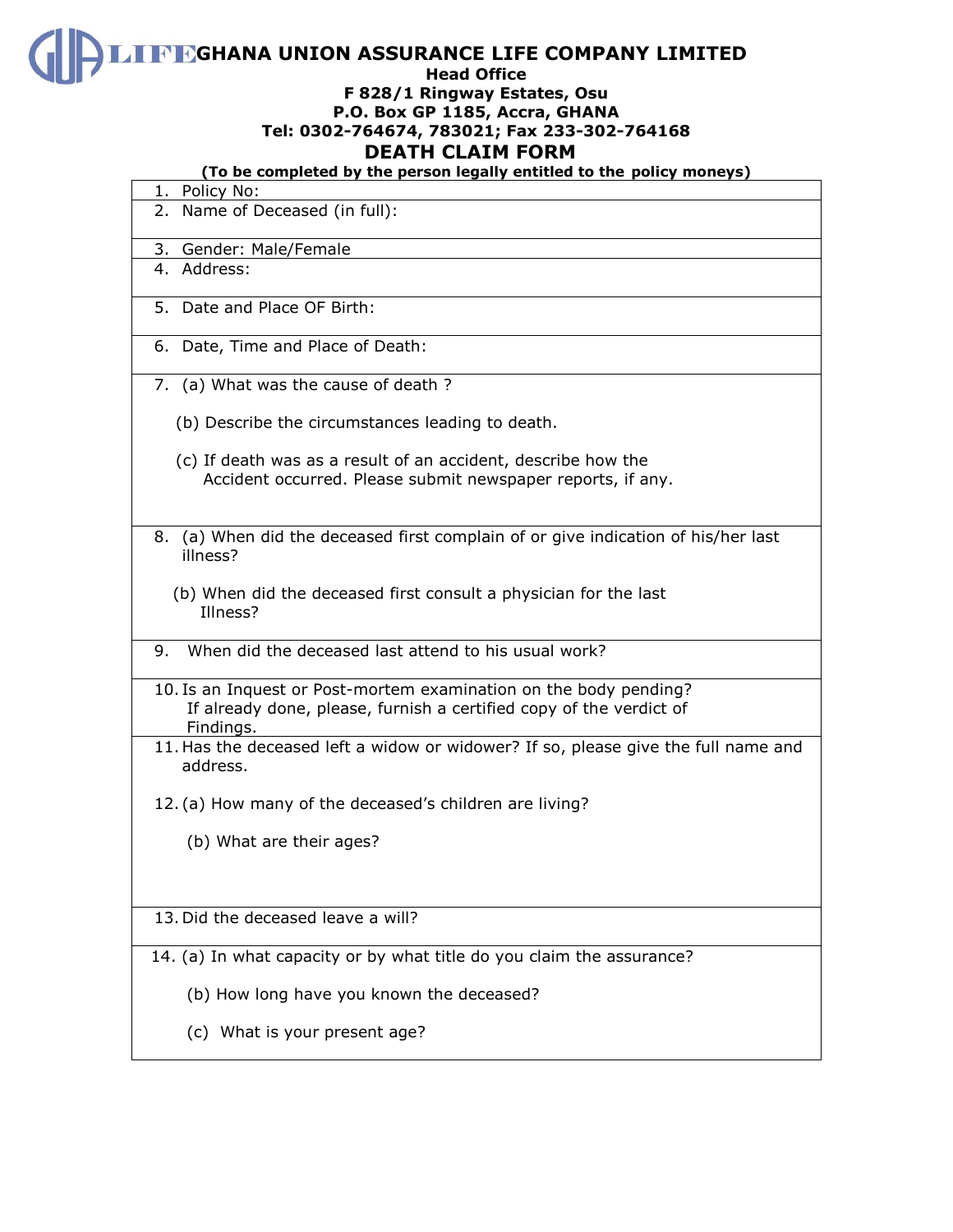# GHANA UNION ASSURANCE LIFE COMPANY LIMITED

**Head Office**
**F 828/1 Ringway Estates, Osu**
**P.O. Box GP 1185, Accra, GHANA**
**Tel: 0302-764674, 783021; Fax 233-302-764168**

## DEATH CLAIM FORM

**(To be completed by the person legally entitled to the policy moneys)**

1. Policy No:
2. Name of Deceased (in full):
3. Gender: Male/Female
4. Address:
5. Date and Place OF Birth:
6. Date, Time and Place of Death:
7. (a) What was the cause of death ?

   (b) Describe the circumstances leading to death.

   (c) If death was as a result of an accident, describe how the Accident occurred. Please submit newspaper reports, if any.
8. (a) When did the deceased first complain of or give indication of his/her last illness?

   (b) When did the deceased first consult a physician for the last Illness?
9. When did the deceased last attend to his usual work?
10. Is an Inquest or Post-mortem examination on the body pending? If already done, please, furnish a certified copy of the verdict of Findings.
11. Has the deceased left a widow or widower? If so, please give the full name and address.
12. (a) How many of the deceased's children are living?

    (b) What are their ages?
13. Did the deceased leave a will?
14. (a) In what capacity or by what title do you claim the assurance?

    (b) How long have you known the deceased?

    (c) What is your present age?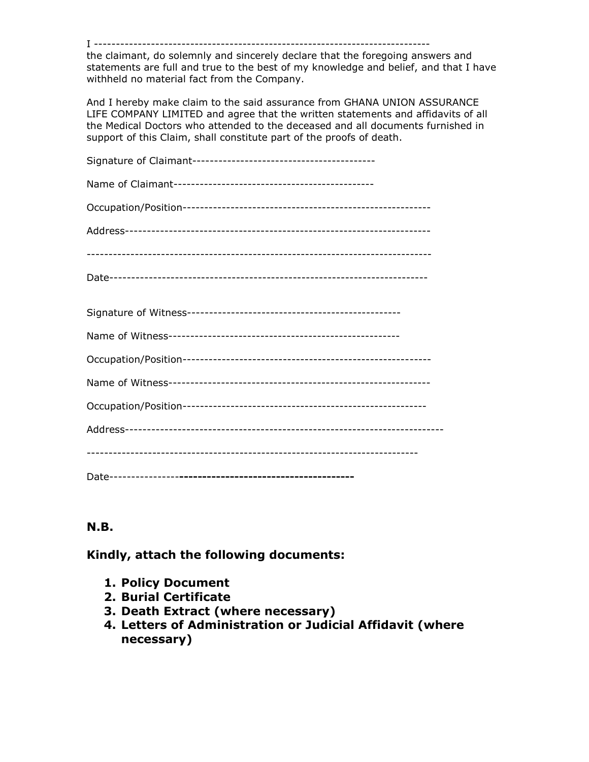I ---------------------------------------------------------------------------
the claimant, do solemnly and sincerely declare that the foregoing answers and statements are full and true to the best of my knowledge and belief, and that I have withheld no material fact from the Company.

And I hereby make claim to the said assurance from GHANA UNION ASSURANCE LIFE COMPANY LIMITED and agree that the written statements and affidavits of all the Medical Doctors who attended to the deceased and all documents furnished in support of this Claim, shall constitute part of the proofs of death.

Signature of Claimant-----------------------------------------

Name of Claimant---------------------------------------------

Occupation/Position--------------------------------------------------------

Address----------------------------------------------------------------------

-----------------------------------------------------------------------------

Date----------------------------------------------------------------------

Signature of Witness------------------------------------------------

Name of Witness----------------------------------------------------

Occupation/Position---------------------------------------------------------

Name of Witness------------------------------------------------------------

Occupation/Position--------------------------------------------------------

Address-------------------------------------------------------------------------

---------------------------------------------------------------------------

Date---------------**--------------------------------------**

**N.B.**

**Kindly, attach the following documents:**

1. **Policy Document**
2. **Burial Certificate**
3. **Death Extract (where necessary)**
4. **Letters of Administration or Judicial Affidavit (where necessary)**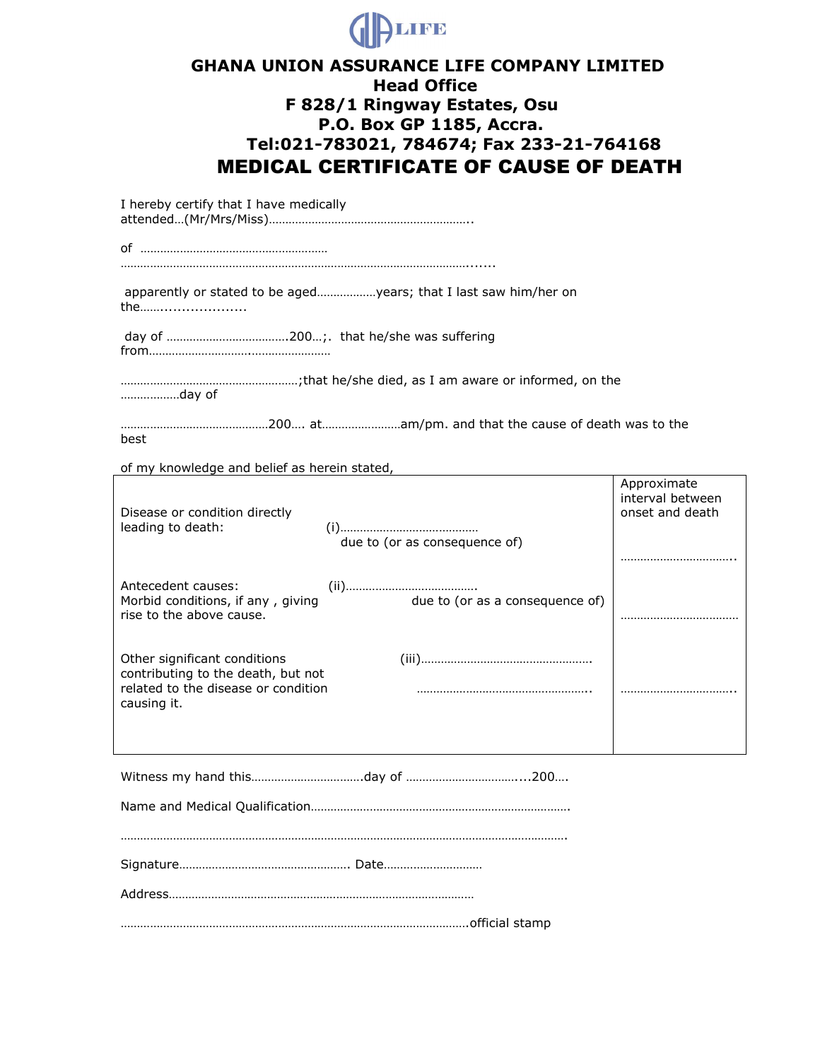# GHANA UNION ASSURANCE LIFE COMPANY LIMITED

**Head Office**
**F 828/1 Ringway Estates, Osu**
**P.O. Box GP 1185, Accra.**
**Tel:021-783021, 784674; Fax 233-21-764168**

## MEDICAL CERTIFICATE OF CAUSE OF DEATH

I hereby certify that I have medically attended…(Mr/Mrs/Miss)……………………………………………………..

of …………………………………………………
……………………………………………………………………………………………......

apparently or stated to be aged………………years; that I last saw him/her on the……...................

day of ……………………………….200…;. that he/she was suffering from………………………..…………………

………………………………………………;that he/she died, as I am aware or informed, on the ………………day of

………………………………………200…. at……………………am/pm. and that the cause of death was to the best

of my knowledge and belief as herein stated,

| | | Approximate interval between onset and death |
|---|---|---|
| Disease or condition directly leading to death: | (i)……………………………………<br>due to (or as consequence of) | …………………………….. |
| Antecedent causes:<br>Morbid conditions, if any , giving rise to the above cause. | (ii)………………………………….<br>due to (or as a consequence of) | ……………………………… |
| Other significant conditions contributing to the death, but not related to the disease or condition causing it. | (iii)…………………………………………….<br>…………………………………………….. | …………………………….. |

Witness my hand this…………………………….day of ……………………….....200….

Name and Medical Qualification…………………………………………………………………….

……………………………………………………………………………………………………………….

Signature……………………………………………. Date…………………………

Address…………………………………………………………………………………

…………………………………………………………………………………………….official stamp